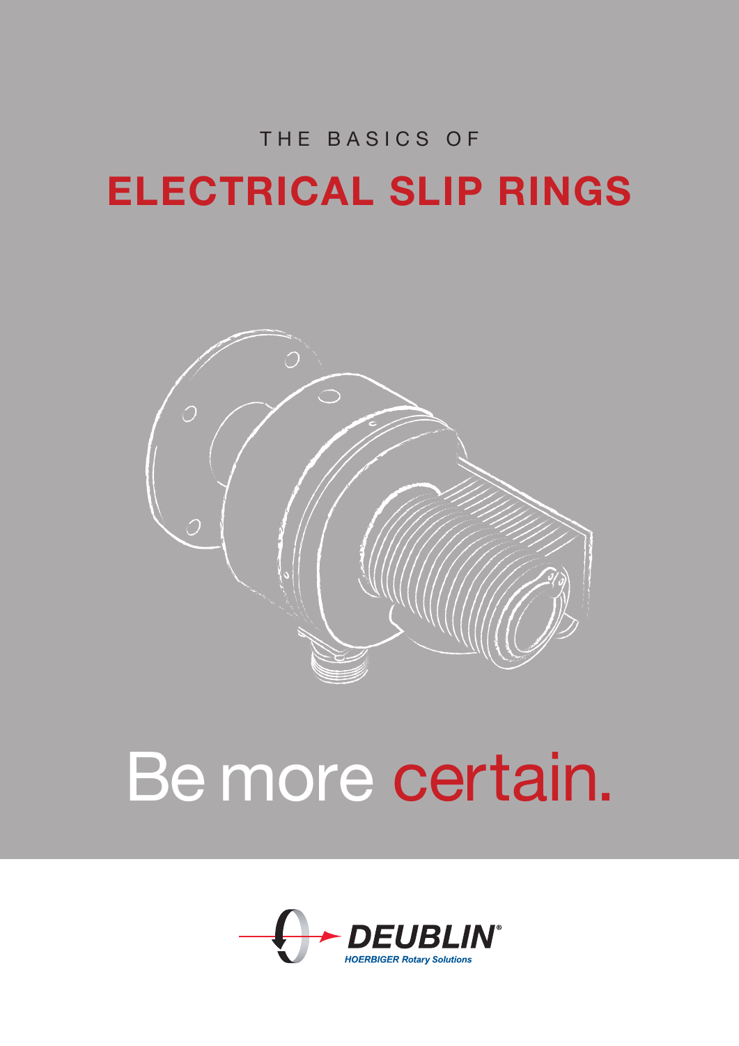THE BASICS OF

# ELECTRICAL SLIP RINGS

Be more certain.

DEUBLIN®
HOERBIGER Rotary Solutions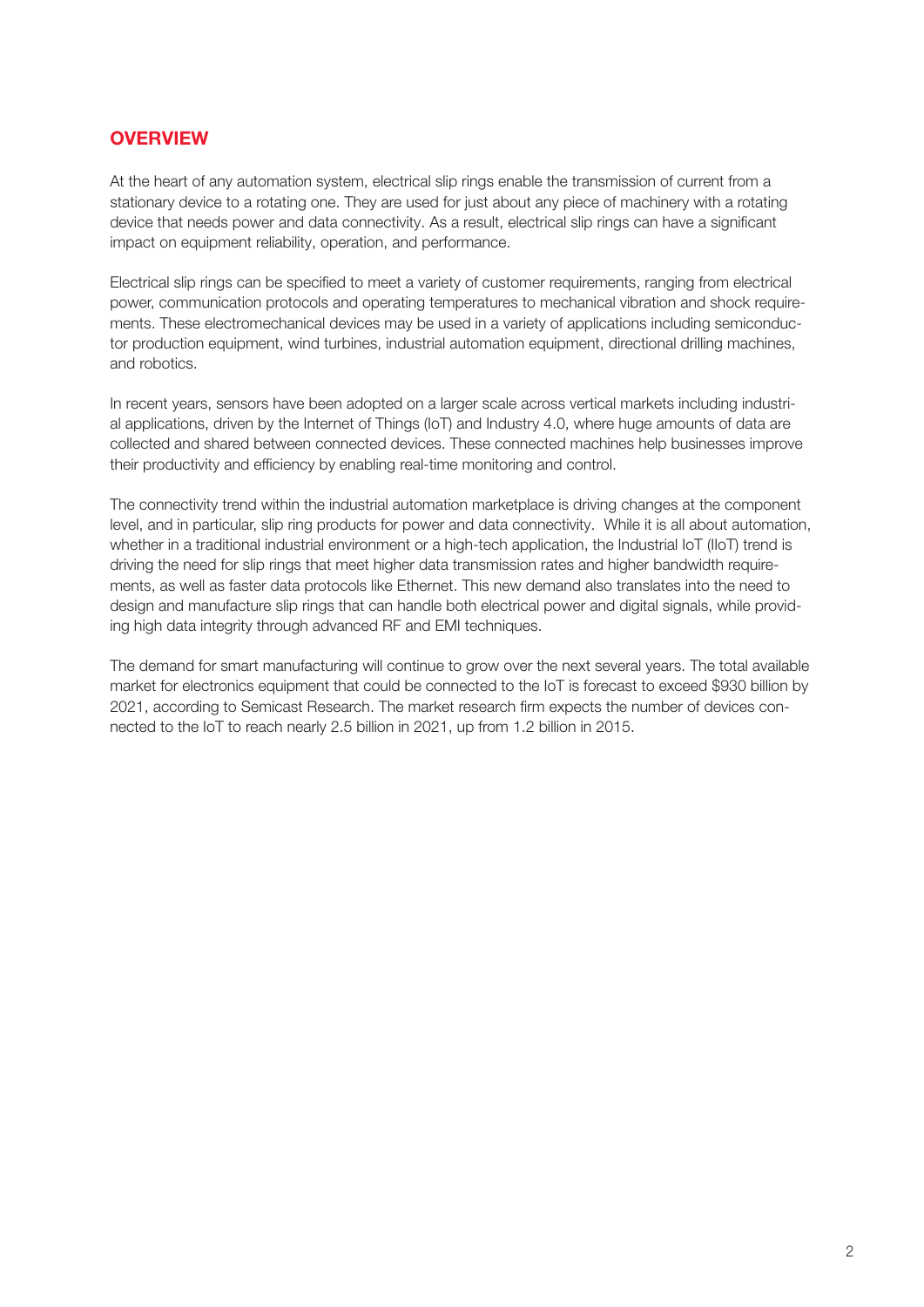## OVERVIEW

At the heart of any automation system, electrical slip rings enable the transmission of current from a stationary device to a rotating one. They are used for just about any piece of machinery with a rotating device that needs power and data connectivity. As a result, electrical slip rings can have a significant impact on equipment reliability, operation, and performance.

Electrical slip rings can be specified to meet a variety of customer requirements, ranging from electrical power, communication protocols and operating temperatures to mechanical vibration and shock requirements. These electromechanical devices may be used in a variety of applications including semiconductor production equipment, wind turbines, industrial automation equipment, directional drilling machines, and robotics.

In recent years, sensors have been adopted on a larger scale across vertical markets including industrial applications, driven by the Internet of Things (IoT) and Industry 4.0, where huge amounts of data are collected and shared between connected devices. These connected machines help businesses improve their productivity and efficiency by enabling real-time monitoring and control.

The connectivity trend within the industrial automation marketplace is driving changes at the component level, and in particular, slip ring products for power and data connectivity. While it is all about automation, whether in a traditional industrial environment or a high-tech application, the Industrial IoT (IIoT) trend is driving the need for slip rings that meet higher data transmission rates and higher bandwidth requirements, as well as faster data protocols like Ethernet. This new demand also translates into the need to design and manufacture slip rings that can handle both electrical power and digital signals, while providing high data integrity through advanced RF and EMI techniques.

The demand for smart manufacturing will continue to grow over the next several years. The total available market for electronics equipment that could be connected to the IoT is forecast to exceed $930 billion by 2021, according to Semicast Research. The market research firm expects the number of devices connected to the IoT to reach nearly 2.5 billion in 2021, up from 1.2 billion in 2015.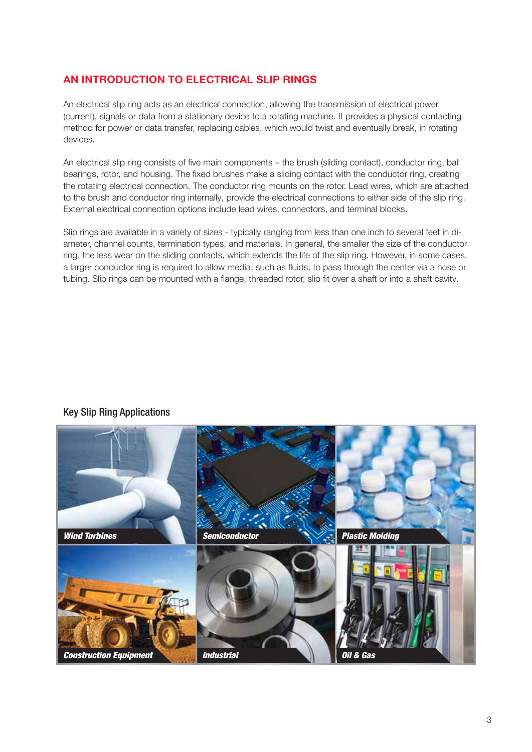## AN INTRODUCTION TO ELECTRICAL SLIP RINGS

An electrical slip ring acts as an electrical connection, allowing the transmission of electrical power (current), signals or data from a stationary device to a rotating machine. It provides a physical contacting method for power or data transfer, replacing cables, which would twist and eventually break, in rotating devices.

An electrical slip ring consists of five main components – the brush (sliding contact), conductor ring, ball bearings, rotor, and housing. The fixed brushes make a sliding contact with the conductor ring, creating the rotating electrical connection. The conductor ring mounts on the rotor. Lead wires, which are attached to the brush and conductor ring internally, provide the electrical connections to either side of the slip ring. External electrical connection options include lead wires, connectors, and terminal blocks.

Slip rings are available in a variety of sizes - typically ranging from less than one inch to several feet in diameter, channel counts, termination types, and materials. In general, the smaller the size of the conductor ring, the less wear on the sliding contacts, which extends the life of the slip ring. However, in some cases, a larger conductor ring is required to allow media, such as fluids, to pass through the center via a hose or tubing. Slip rings can be mounted with a flange, threaded rotor, slip fit over a shaft or into a shaft cavity.

### Key Slip Ring Applications

*Wind Turbines*

*Semiconductor*

*Plastic Molding*

*Construction Equipment*

*Industrial*

*Oil & Gas*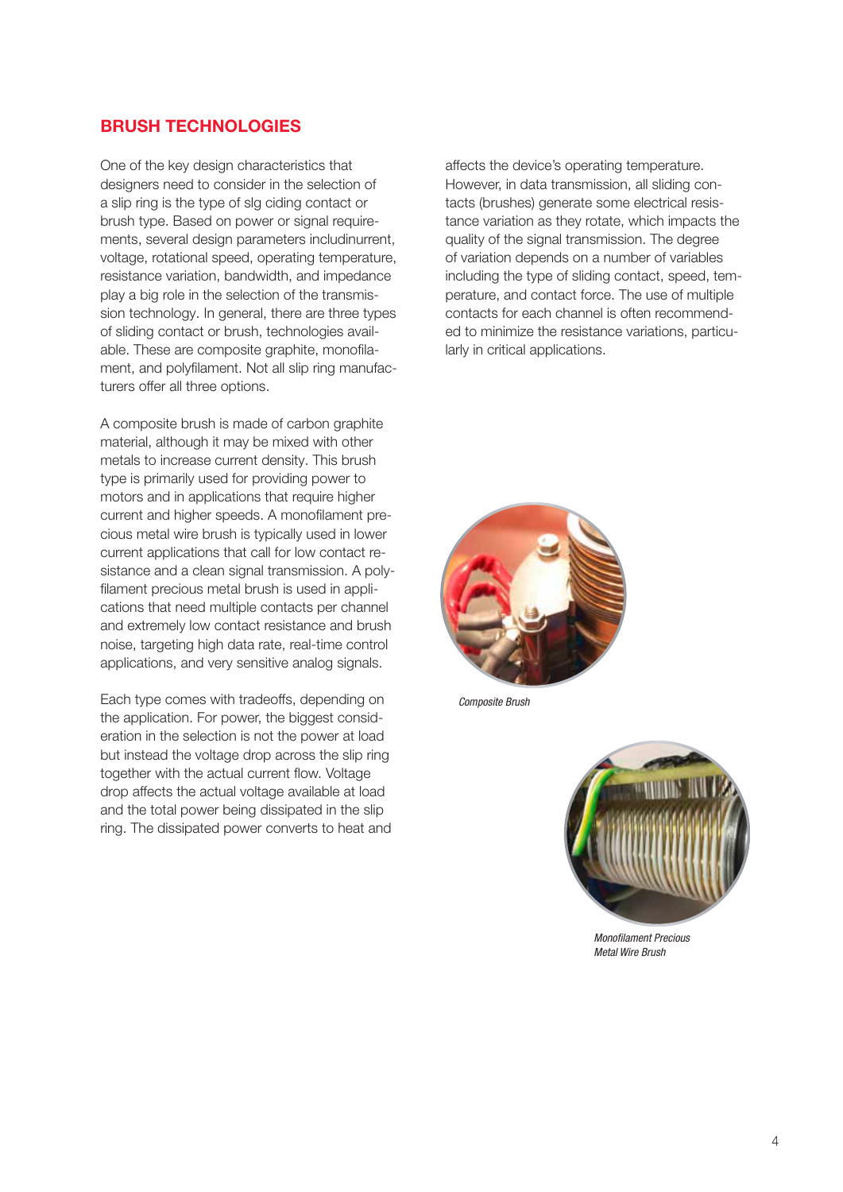## BRUSH TECHNOLOGIES

One of the key design characteristics that designers need to consider in the selection of a slip ring is the type of slg ciding contact or brush type. Based on power or signal requirements, several design parameters includinurrent, voltage, rotational speed, operating temperature, resistance variation, bandwidth, and impedance play a big role in the selection of the transmission technology. In general, there are three types of sliding contact or brush, technologies available. These are composite graphite, monofilament, and polyfilament. Not all slip ring manufacturers offer all three options.

A composite brush is made of carbon graphite material, although it may be mixed with other metals to increase current density. This brush type is primarily used for providing power to motors and in applications that require higher current and higher speeds. A monofilament precious metal wire brush is typically used in lower current applications that call for low contact resistance and a clean signal transmission. A polyfilament precious metal brush is used in applications that need multiple contacts per channel and extremely low contact resistance and brush noise, targeting high data rate, real-time control applications, and very sensitive analog signals.

Each type comes with tradeoffs, depending on the application. For power, the biggest consideration in the selection is not the power at load but instead the voltage drop across the slip ring together with the actual current flow. Voltage drop affects the actual voltage available at load and the total power being dissipated in the slip ring. The dissipated power converts to heat and affects the device's operating temperature. However, in data transmission, all sliding contacts (brushes) generate some electrical resistance variation as they rotate, which impacts the quality of the signal transmission. The degree of variation depends on a number of variables including the type of sliding contact, speed, temperature, and contact force. The use of multiple contacts for each channel is often recommended to minimize the resistance variations, particularly in critical applications.

*Composite Brush*

*Monofilament Precious Metal Wire Brush*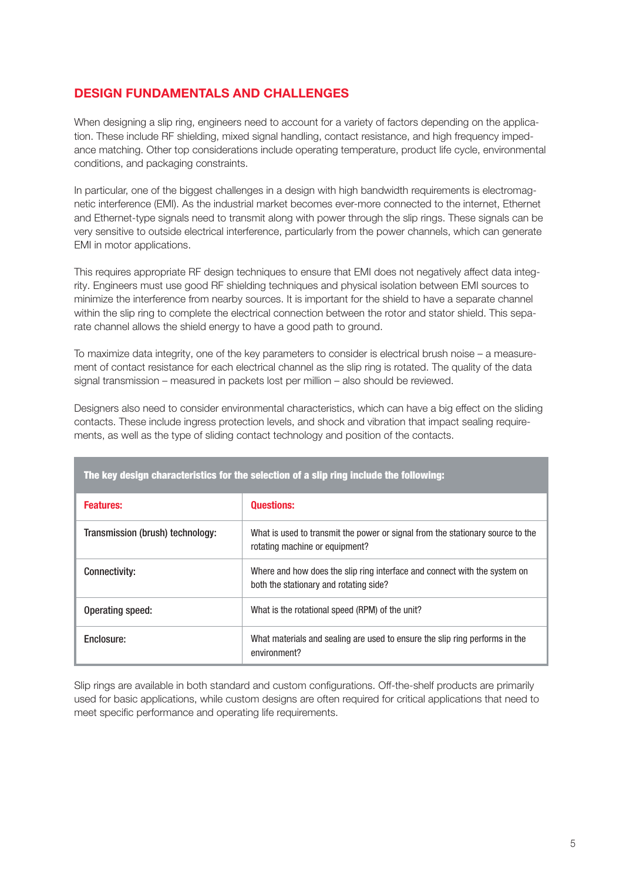## DESIGN FUNDAMENTALS AND CHALLENGES

When designing a slip ring, engineers need to account for a variety of factors depending on the application. These include RF shielding, mixed signal handling, contact resistance, and high frequency impedance matching. Other top considerations include operating temperature, product life cycle, environmental conditions, and packaging constraints.

In particular, one of the biggest challenges in a design with high bandwidth requirements is electromagnetic interference (EMI). As the industrial market becomes ever-more connected to the internet, Ethernet and Ethernet-type signals need to transmit along with power through the slip rings. These signals can be very sensitive to outside electrical interference, particularly from the power channels, which can generate EMI in motor applications.

This requires appropriate RF design techniques to ensure that EMI does not negatively affect data integrity. Engineers must use good RF shielding techniques and physical isolation between EMI sources to minimize the interference from nearby sources. It is important for the shield to have a separate channel within the slip ring to complete the electrical connection between the rotor and stator shield. This separate channel allows the shield energy to have a good path to ground.

To maximize data integrity, one of the key parameters to consider is electrical brush noise – a measurement of contact resistance for each electrical channel as the slip ring is rotated. The quality of the data signal transmission – measured in packets lost per million – also should be reviewed.

Designers also need to consider environmental characteristics, which can have a big effect on the sliding contacts. These include ingress protection levels, and shock and vibration that impact sealing requirements, as well as the type of sliding contact technology and position of the contacts.

**The key design characteristics for the selection of a slip ring include the following:**

| Features: | Questions: |
|---|---|
| Transmission (brush) technology: | What is used to transmit the power or signal from the stationary source to the rotating machine or equipment? |
| Connectivity: | Where and how does the slip ring interface and connect with the system on both the stationary and rotating side? |
| Operating speed: | What is the rotational speed (RPM) of the unit? |
| Enclosure: | What materials and sealing are used to ensure the slip ring performs in the environment? |

Slip rings are available in both standard and custom configurations. Off-the-shelf products are primarily used for basic applications, while custom designs are often required for critical applications that need to meet specific performance and operating life requirements.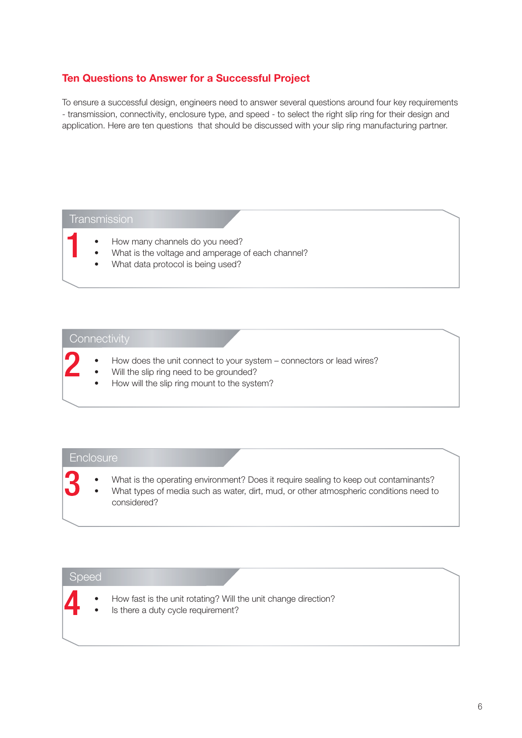## Ten Questions to Answer for a Successful Project

To ensure a successful design, engineers need to answer several questions around four key requirements - transmission, connectivity, enclosure type, and speed - to select the right slip ring for their design and application. Here are ten questions that should be discussed with your slip ring manufacturing partner.

### Transmission

**1**

- How many channels do you need?
- What is the voltage and amperage of each channel?
- What data protocol is being used?

### Connectivity

**2**

- How does the unit connect to your system – connectors or lead wires?
- Will the slip ring need to be grounded?
- How will the slip ring mount to the system?

### Enclosure

**3**

- What is the operating environment? Does it require sealing to keep out contaminants?
- What types of media such as water, dirt, mud, or other atmospheric conditions need to considered?

### Speed

**4**

- How fast is the unit rotating? Will the unit change direction?
- Is there a duty cycle requirement?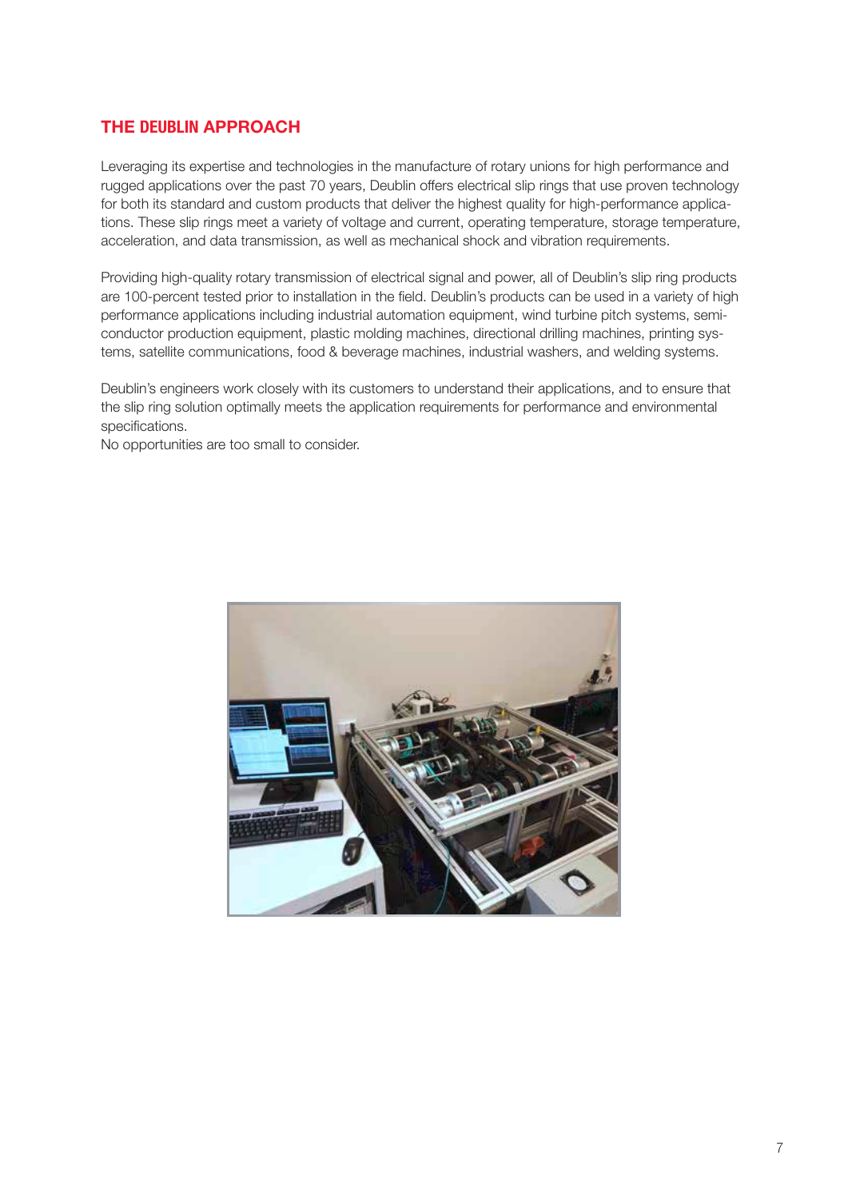## THE DEUBLIN APPROACH

Leveraging its expertise and technologies in the manufacture of rotary unions for high performance and rugged applications over the past 70 years, Deublin offers electrical slip rings that use proven technology for both its standard and custom products that deliver the highest quality for high-performance applications. These slip rings meet a variety of voltage and current, operating temperature, storage temperature, acceleration, and data transmission, as well as mechanical shock and vibration requirements.

Providing high-quality rotary transmission of electrical signal and power, all of Deublin's slip ring products are 100-percent tested prior to installation in the field. Deublin's products can be used in a variety of high performance applications including industrial automation equipment, wind turbine pitch systems, semiconductor production equipment, plastic molding machines, directional drilling machines, printing systems, satellite communications, food & beverage machines, industrial washers, and welding systems.

Deublin's engineers work closely with its customers to understand their applications, and to ensure that the slip ring solution optimally meets the application requirements for performance and environmental specifications.
No opportunities are too small to consider.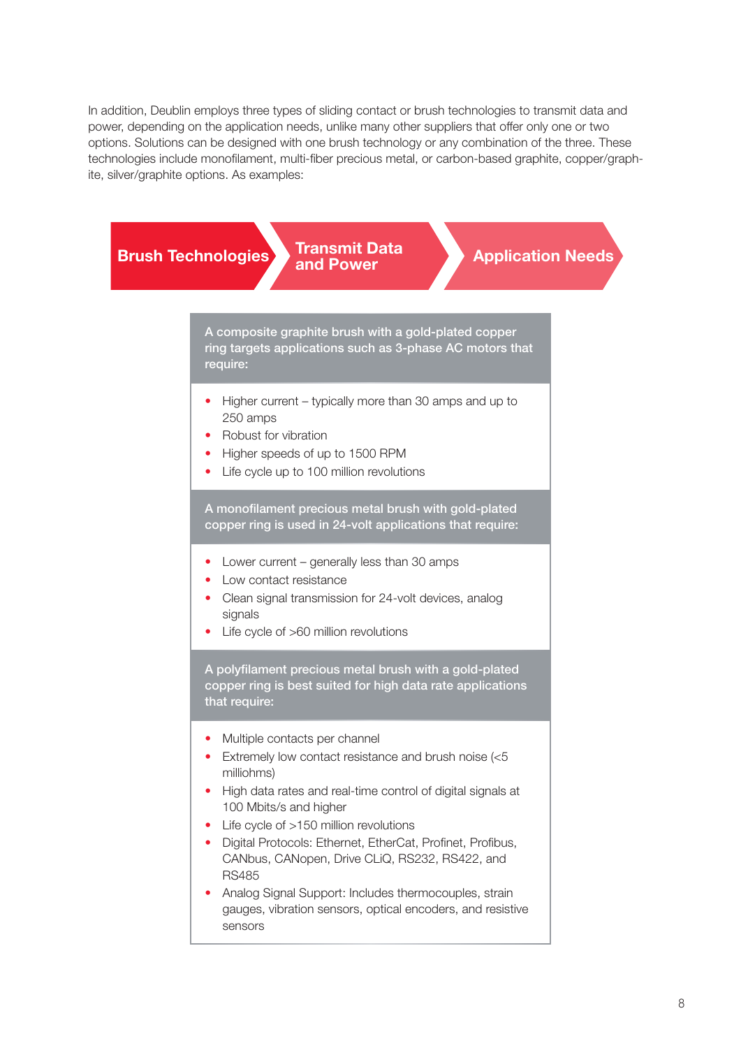In addition, Deublin employs three types of sliding contact or brush technologies to transmit data and power, depending on the application needs, unlike many other suppliers that offer only one or two options. Solutions can be designed with one brush technology or any combination of the three. These technologies include monofilament, multi-fiber precious metal, or carbon-based graphite, copper/graphite, silver/graphite options. As examples:

**Brush Technologies** → **Transmit Data and Power** → **Application Needs**

**A composite graphite brush with a gold-plated copper ring targets applications such as 3-phase AC motors that require:**

- Higher current – typically more than 30 amps and up to 250 amps
- Robust for vibration
- Higher speeds of up to 1500 RPM
- Life cycle up to 100 million revolutions

**A monofilament precious metal brush with gold-plated copper ring is used in 24-volt applications that require:**

- Lower current – generally less than 30 amps
- Low contact resistance
- Clean signal transmission for 24-volt devices, analog signals
- Life cycle of >60 million revolutions

**A polyfilament precious metal brush with a gold-plated copper ring is best suited for high data rate applications that require:**

- Multiple contacts per channel
- Extremely low contact resistance and brush noise (<5 milliohms)
- High data rates and real-time control of digital signals at 100 Mbits/s and higher
- Life cycle of >150 million revolutions
- Digital Protocols: Ethernet, EtherCat, Profinet, Profibus, CANbus, CANopen, Drive CLiQ, RS232, RS422, and RS485
- Analog Signal Support: Includes thermocouples, strain gauges, vibration sensors, optical encoders, and resistive sensors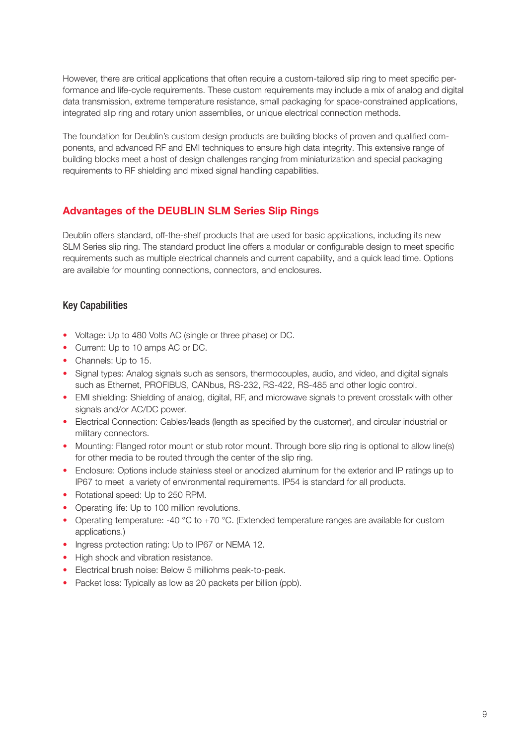However, there are critical applications that often require a custom-tailored slip ring to meet specific performance and life-cycle requirements. These custom requirements may include a mix of analog and digital data transmission, extreme temperature resistance, small packaging for space-constrained applications, integrated slip ring and rotary union assemblies, or unique electrical connection methods.

The foundation for Deublin's custom design products are building blocks of proven and qualified components, and advanced RF and EMI techniques to ensure high data integrity. This extensive range of building blocks meet a host of design challenges ranging from miniaturization and special packaging requirements to RF shielding and mixed signal handling capabilities.

## Advantages of the DEUBLIN SLM Series Slip Rings

Deublin offers standard, off-the-shelf products that are used for basic applications, including its new SLM Series slip ring. The standard product line offers a modular or configurable design to meet specific requirements such as multiple electrical channels and current capability, and a quick lead time. Options are available for mounting connections, connectors, and enclosures.

### Key Capabilities

- Voltage: Up to 480 Volts AC (single or three phase) or DC.
- Current: Up to 10 amps AC or DC.
- Channels: Up to 15.
- Signal types: Analog signals such as sensors, thermocouples, audio, and video, and digital signals such as Ethernet, PROFIBUS, CANbus, RS-232, RS-422, RS-485 and other logic control.
- EMI shielding: Shielding of analog, digital, RF, and microwave signals to prevent crosstalk with other signals and/or AC/DC power.
- Electrical Connection: Cables/leads (length as specified by the customer), and circular industrial or military connectors.
- Mounting: Flanged rotor mount or stub rotor mount. Through bore slip ring is optional to allow line(s) for other media to be routed through the center of the slip ring.
- Enclosure: Options include stainless steel or anodized aluminum for the exterior and IP ratings up to IP67 to meet a variety of environmental requirements. IP54 is standard for all products.
- Rotational speed: Up to 250 RPM.
- Operating life: Up to 100 million revolutions.
- Operating temperature: -40 °C to +70 °C. (Extended temperature ranges are available for custom applications.)
- Ingress protection rating: Up to IP67 or NEMA 12.
- High shock and vibration resistance.
- Electrical brush noise: Below 5 milliohms peak-to-peak.
- Packet loss: Typically as low as 20 packets per billion (ppb).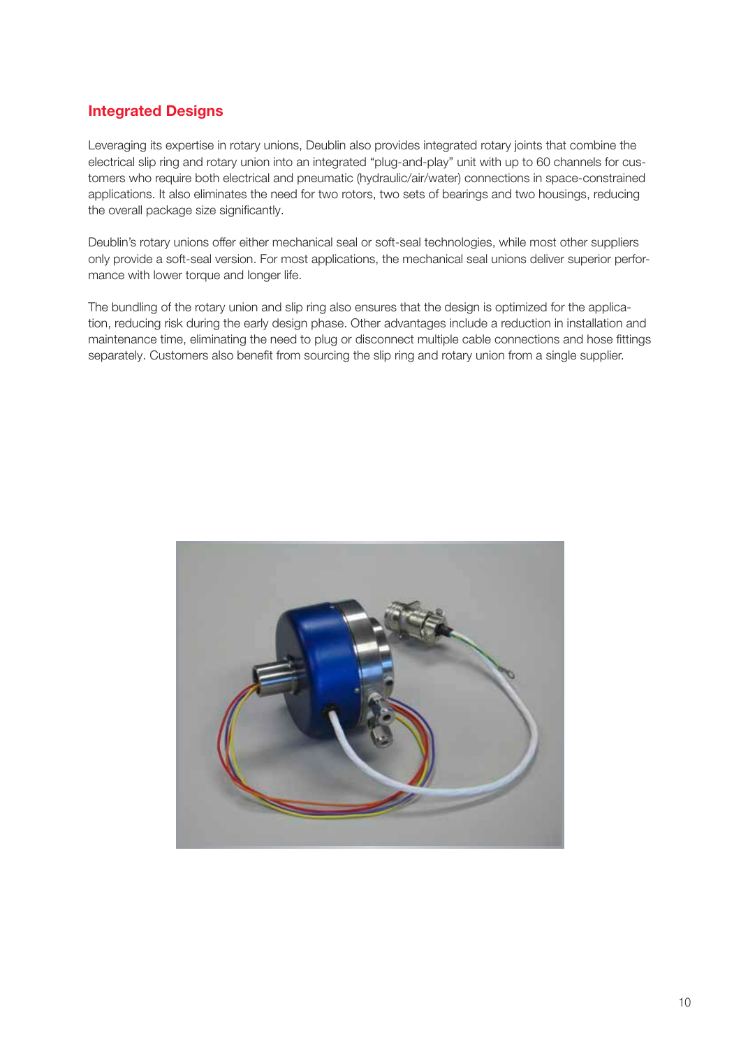## Integrated Designs

Leveraging its expertise in rotary unions, Deublin also provides integrated rotary joints that combine the electrical slip ring and rotary union into an integrated "plug-and-play" unit with up to 60 channels for customers who require both electrical and pneumatic (hydraulic/air/water) connections in space-constrained applications. It also eliminates the need for two rotors, two sets of bearings and two housings, reducing the overall package size significantly.

Deublin's rotary unions offer either mechanical seal or soft-seal technologies, while most other suppliers only provide a soft-seal version. For most applications, the mechanical seal unions deliver superior performance with lower torque and longer life.

The bundling of the rotary union and slip ring also ensures that the design is optimized for the application, reducing risk during the early design phase. Other advantages include a reduction in installation and maintenance time, eliminating the need to plug or disconnect multiple cable connections and hose fittings separately. Customers also benefit from sourcing the slip ring and rotary union from a single supplier.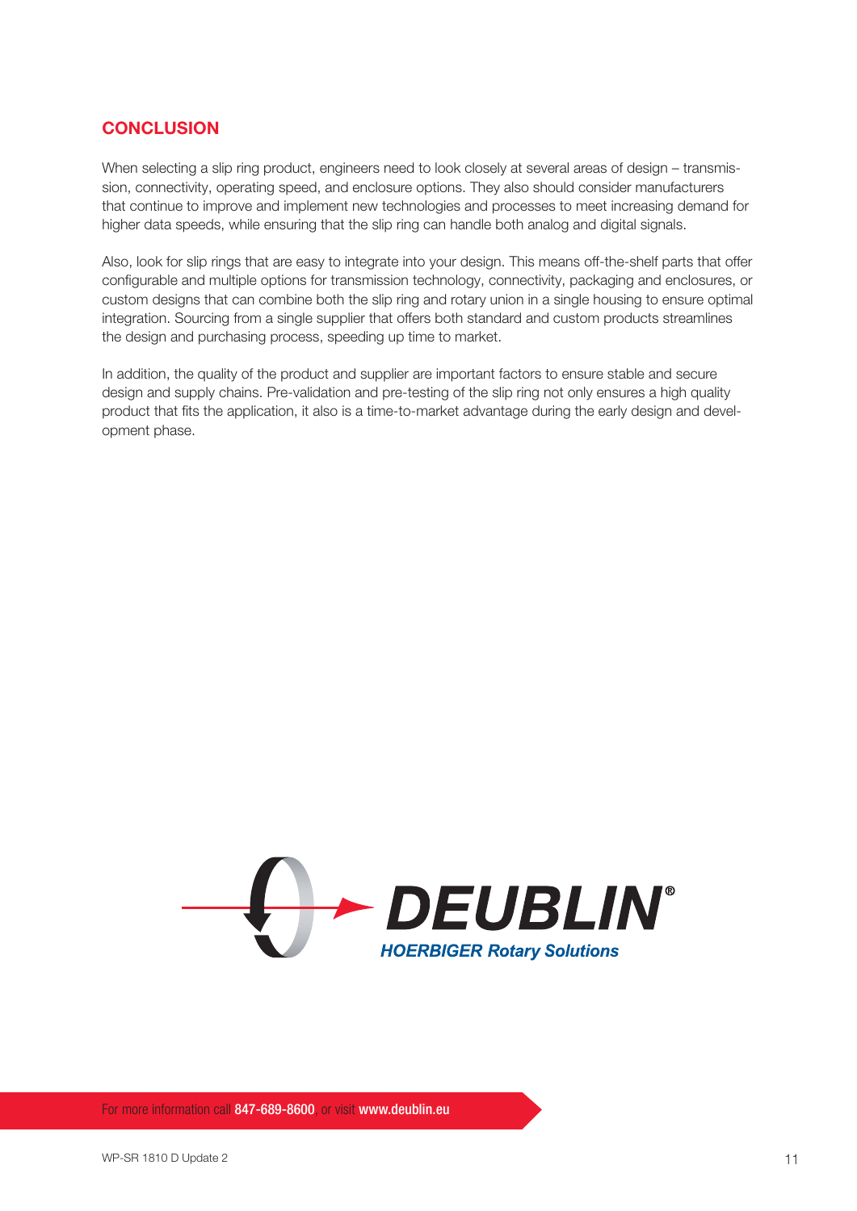## CONCLUSION

When selecting a slip ring product, engineers need to look closely at several areas of design – transmission, connectivity, operating speed, and enclosure options. They also should consider manufacturers that continue to improve and implement new technologies and processes to meet increasing demand for higher data speeds, while ensuring that the slip ring can handle both analog and digital signals.

Also, look for slip rings that are easy to integrate into your design. This means off-the-shelf parts that offer configurable and multiple options for transmission technology, connectivity, packaging and enclosures, or custom designs that can combine both the slip ring and rotary union in a single housing to ensure optimal integration. Sourcing from a single supplier that offers both standard and custom products streamlines the design and purchasing process, speeding up time to market.

In addition, the quality of the product and supplier are important factors to ensure stable and secure design and supply chains. Pre-validation and pre-testing of the slip ring not only ensures a high quality product that fits the application, it also is a time-to-market advantage during the early design and development phase.

DEUBLIN®
HOERBIGER Rotary Solutions

For more information call **847-689-8600**, or visit **www.deublin.eu**

WP-SR 1810 D Update 2